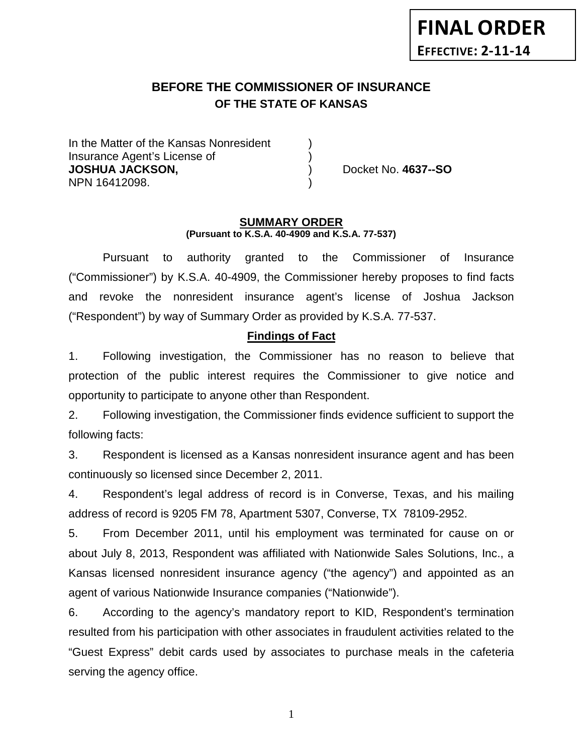**FINAL ORDER**
**EFFECTIVE: 2-11-14**

# BEFORE THE COMMISSIONER OF INSURANCE
## OF THE STATE OF KANSAS

In the Matter of the Kansas Nonresident )
Insurance Agent's License of )
**JOSHUA JACKSON,** ) Docket No. **4637--SO**
NPN 16412098. )

### SUMMARY ORDER
**(Pursuant to K.S.A. 40-4909 and K.S.A. 77-537)**

Pursuant to authority granted to the Commissioner of Insurance ("Commissioner") by K.S.A. 40-4909, the Commissioner hereby proposes to find facts and revoke the nonresident insurance agent's license of Joshua Jackson ("Respondent") by way of Summary Order as provided by K.S.A. 77-537.

### Findings of Fact

1. Following investigation, the Commissioner has no reason to believe that protection of the public interest requires the Commissioner to give notice and opportunity to participate to anyone other than Respondent.

2. Following investigation, the Commissioner finds evidence sufficient to support the following facts:

3. Respondent is licensed as a Kansas nonresident insurance agent and has been continuously so licensed since December 2, 2011.

4. Respondent's legal address of record is in Converse, Texas, and his mailing address of record is 9205 FM 78, Apartment 5307, Converse, TX 78109-2952.

5. From December 2011, until his employment was terminated for cause on or about July 8, 2013, Respondent was affiliated with Nationwide Sales Solutions, Inc., a Kansas licensed nonresident insurance agency ("the agency") and appointed as an agent of various Nationwide Insurance companies ("Nationwide").

6. According to the agency's mandatory report to KID, Respondent's termination resulted from his participation with other associates in fraudulent activities related to the "Guest Express" debit cards used by associates to purchase meals in the cafeteria serving the agency office.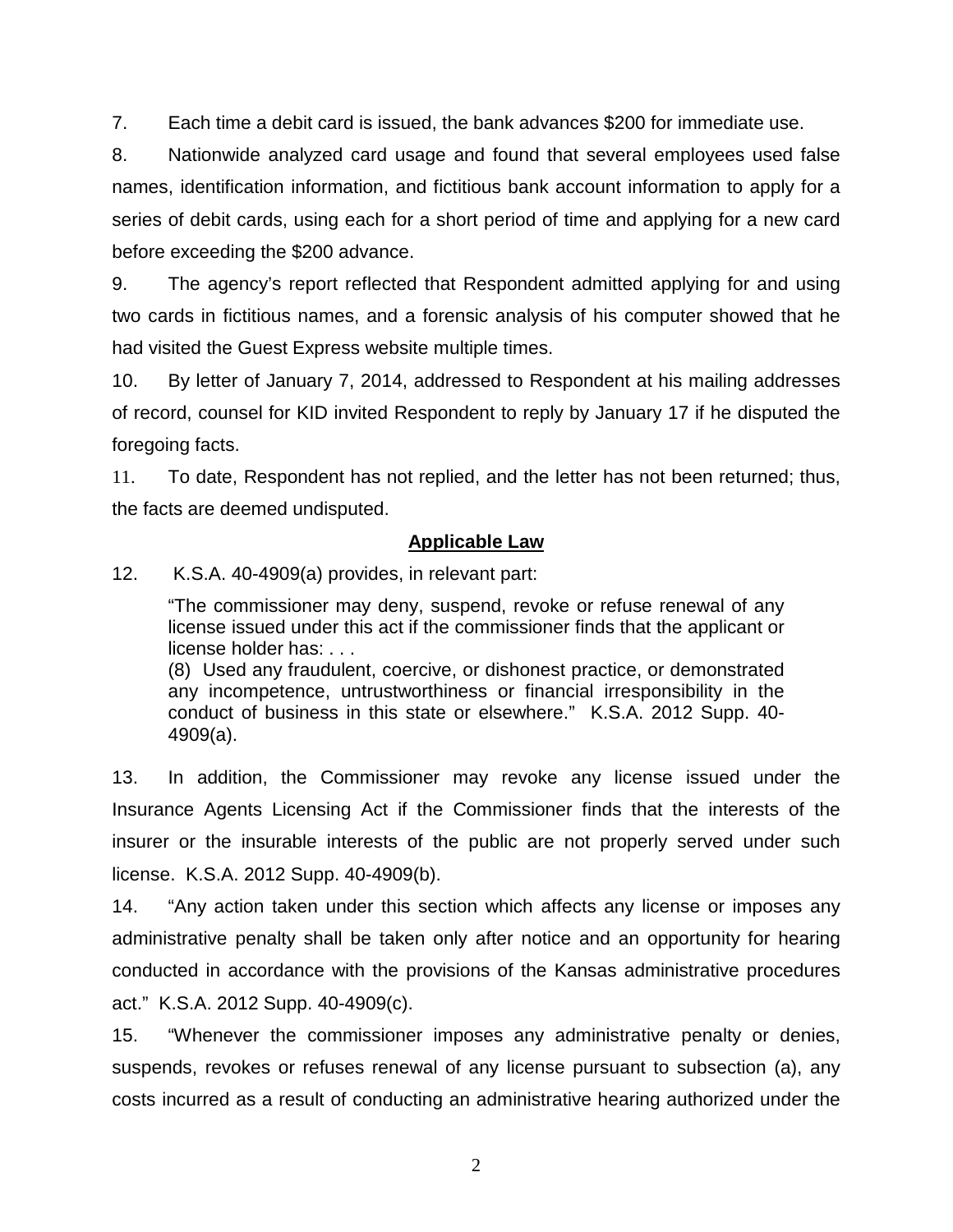7. Each time a debit card is issued, the bank advances $200 for immediate use.

8. Nationwide analyzed card usage and found that several employees used false names, identification information, and fictitious bank account information to apply for a series of debit cards, using each for a short period of time and applying for a new card before exceeding the $200 advance.

9. The agency's report reflected that Respondent admitted applying for and using two cards in fictitious names, and a forensic analysis of his computer showed that he had visited the Guest Express website multiple times.

10. By letter of January 7, 2014, addressed to Respondent at his mailing addresses of record, counsel for KID invited Respondent to reply by January 17 if he disputed the foregoing facts.

11. To date, Respondent has not replied, and the letter has not been returned; thus, the facts are deemed undisputed.

## Applicable Law

12. K.S.A. 40-4909(a) provides, in relevant part:

> "The commissioner may deny, suspend, revoke or refuse renewal of any license issued under this act if the commissioner finds that the applicant or license holder has: . . .
> (8) Used any fraudulent, coercive, or dishonest practice, or demonstrated any incompetence, untrustworthiness or financial irresponsibility in the conduct of business in this state or elsewhere." K.S.A. 2012 Supp. 40-4909(a).

13. In addition, the Commissioner may revoke any license issued under the Insurance Agents Licensing Act if the Commissioner finds that the interests of the insurer or the insurable interests of the public are not properly served under such license. K.S.A. 2012 Supp. 40-4909(b).

14. "Any action taken under this section which affects any license or imposes any administrative penalty shall be taken only after notice and an opportunity for hearing conducted in accordance with the provisions of the Kansas administrative procedures act." K.S.A. 2012 Supp. 40-4909(c).

15. "Whenever the commissioner imposes any administrative penalty or denies, suspends, revokes or refuses renewal of any license pursuant to subsection (a), any costs incurred as a result of conducting an administrative hearing authorized under the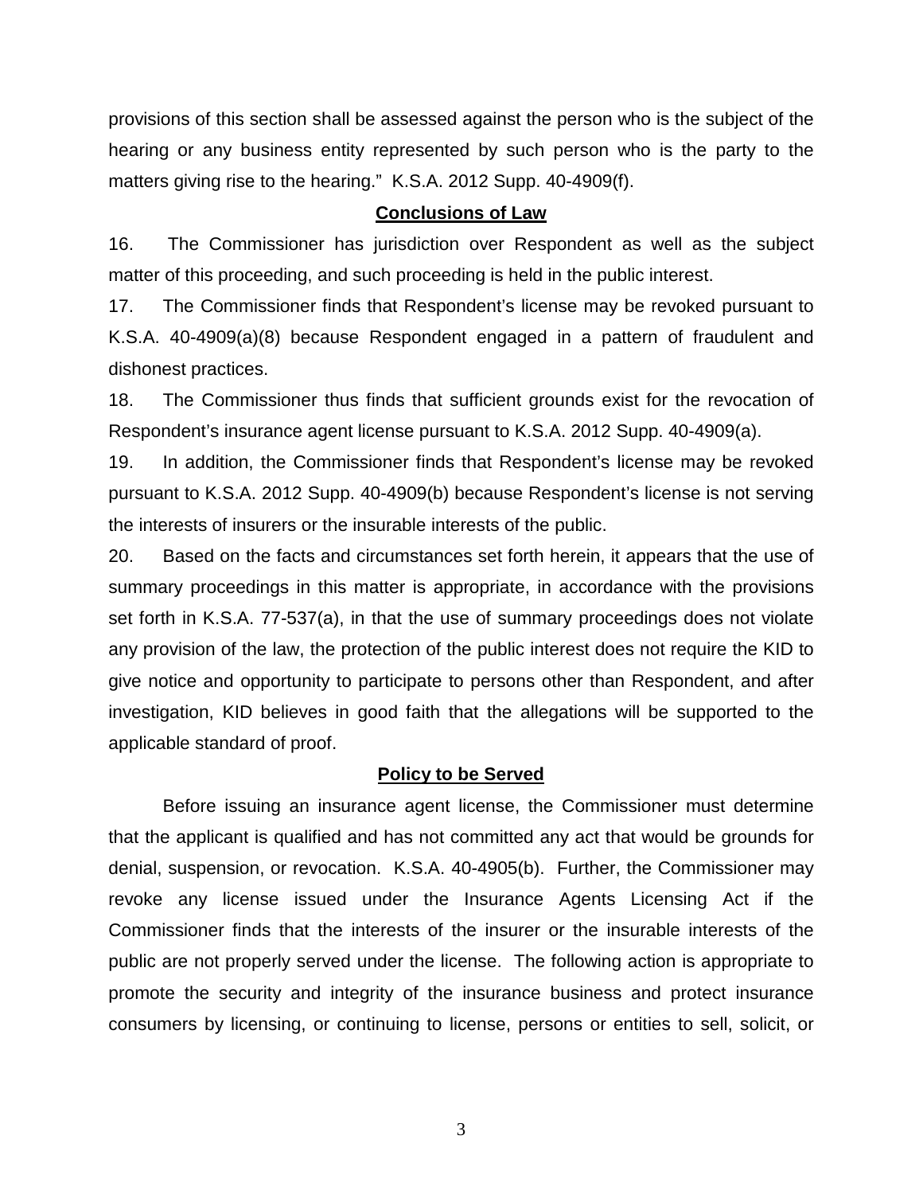provisions of this section shall be assessed against the person who is the subject of the hearing or any business entity represented by such person who is the party to the matters giving rise to the hearing." K.S.A. 2012 Supp. 40-4909(f).

## Conclusions of Law

16. The Commissioner has jurisdiction over Respondent as well as the subject matter of this proceeding, and such proceeding is held in the public interest.

17. The Commissioner finds that Respondent's license may be revoked pursuant to K.S.A. 40-4909(a)(8) because Respondent engaged in a pattern of fraudulent and dishonest practices.

18. The Commissioner thus finds that sufficient grounds exist for the revocation of Respondent's insurance agent license pursuant to K.S.A. 2012 Supp. 40-4909(a).

19. In addition, the Commissioner finds that Respondent's license may be revoked pursuant to K.S.A. 2012 Supp. 40-4909(b) because Respondent's license is not serving the interests of insurers or the insurable interests of the public.

20. Based on the facts and circumstances set forth herein, it appears that the use of summary proceedings in this matter is appropriate, in accordance with the provisions set forth in K.S.A. 77-537(a), in that the use of summary proceedings does not violate any provision of the law, the protection of the public interest does not require the KID to give notice and opportunity to participate to persons other than Respondent, and after investigation, KID believes in good faith that the allegations will be supported to the applicable standard of proof.

## Policy to be Served

Before issuing an insurance agent license, the Commissioner must determine that the applicant is qualified and has not committed any act that would be grounds for denial, suspension, or revocation. K.S.A. 40-4905(b). Further, the Commissioner may revoke any license issued under the Insurance Agents Licensing Act if the Commissioner finds that the interests of the insurer or the insurable interests of the public are not properly served under the license. The following action is appropriate to promote the security and integrity of the insurance business and protect insurance consumers by licensing, or continuing to license, persons or entities to sell, solicit, or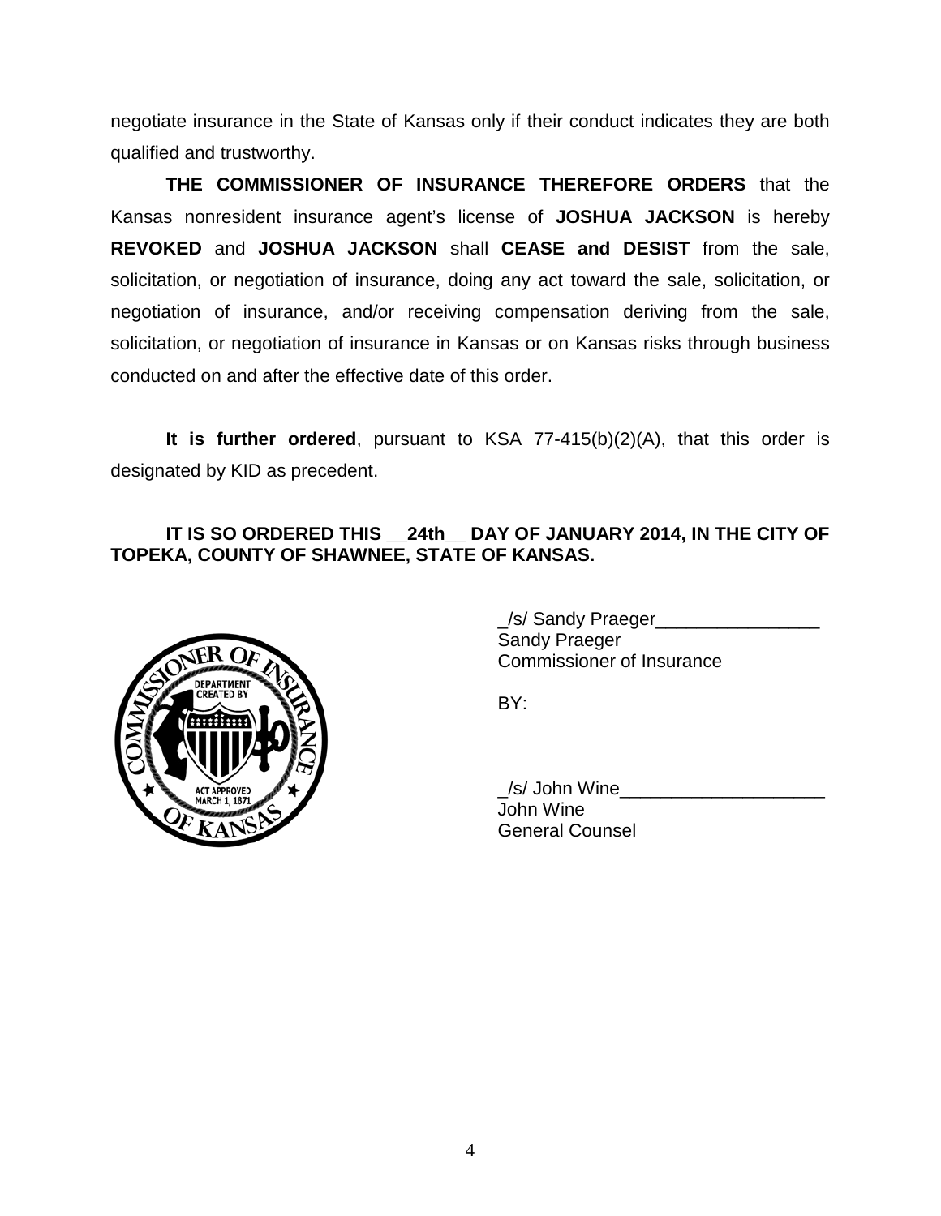negotiate insurance in the State of Kansas only if their conduct indicates they are both qualified and trustworthy.

**THE COMMISSIONER OF INSURANCE THEREFORE ORDERS** that the Kansas nonresident insurance agent's license of **JOSHUA JACKSON** is hereby **REVOKED** and **JOSHUA JACKSON** shall **CEASE and DESIST** from the sale, solicitation, or negotiation of insurance, doing any act toward the sale, solicitation, or negotiation of insurance, and/or receiving compensation deriving from the sale, solicitation, or negotiation of insurance in Kansas or on Kansas risks through business conducted on and after the effective date of this order.

**It is further ordered**, pursuant to KSA 77-415(b)(2)(A), that this order is designated by KID as precedent.

**IT IS SO ORDERED THIS __24th__ DAY OF JANUARY 2014, IN THE CITY OF TOPEKA, COUNTY OF SHAWNEE, STATE OF KANSAS.**

_/s/ Sandy Praeger________________
Sandy Praeger
Commissioner of Insurance

BY:

_/s/ John Wine____________________
John Wine
General Counsel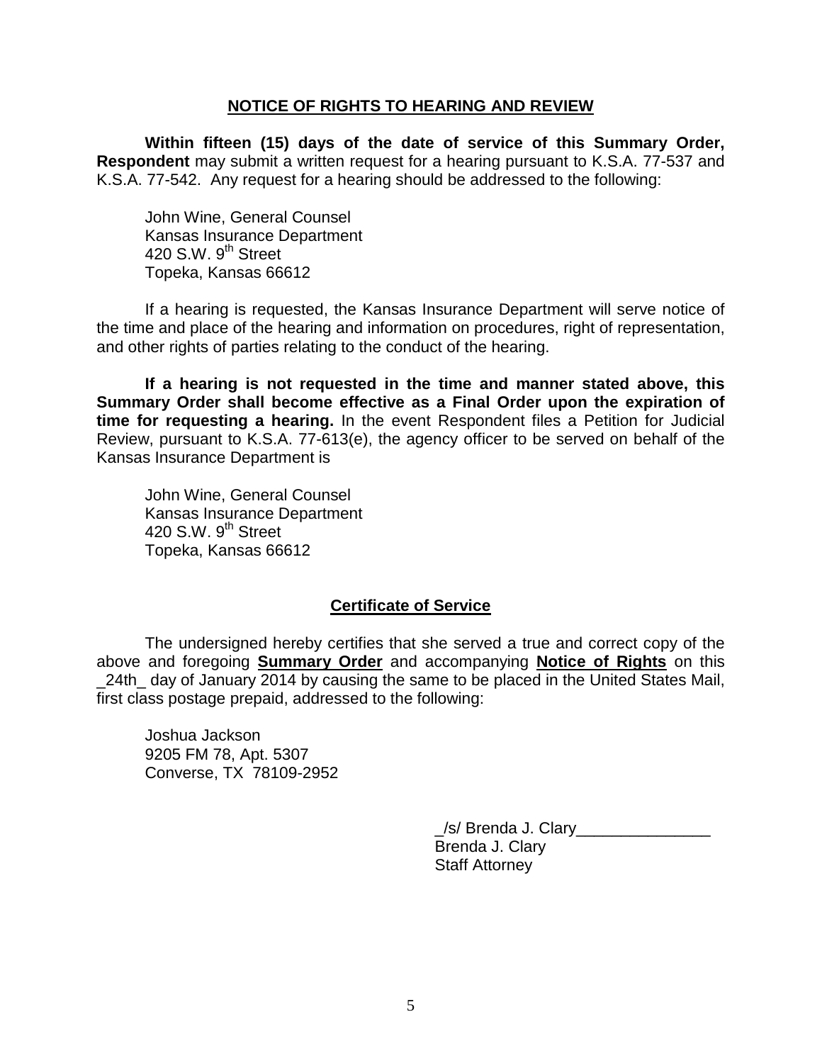## NOTICE OF RIGHTS TO HEARING AND REVIEW

**Within fifteen (15) days of the date of service of this Summary Order, Respondent** may submit a written request for a hearing pursuant to K.S.A. 77-537 and K.S.A. 77-542. Any request for a hearing should be addressed to the following:

John Wine, General Counsel
Kansas Insurance Department
420 S.W. 9th Street
Topeka, Kansas 66612

If a hearing is requested, the Kansas Insurance Department will serve notice of the time and place of the hearing and information on procedures, right of representation, and other rights of parties relating to the conduct of the hearing.

**If a hearing is not requested in the time and manner stated above, this Summary Order shall become effective as a Final Order upon the expiration of time for requesting a hearing.** In the event Respondent files a Petition for Judicial Review, pursuant to K.S.A. 77-613(e), the agency officer to be served on behalf of the Kansas Insurance Department is

John Wine, General Counsel
Kansas Insurance Department
420 S.W. 9th Street
Topeka, Kansas 66612

## Certificate of Service

The undersigned hereby certifies that she served a true and correct copy of the above and foregoing **Summary Order** and accompanying **Notice of Rights** on this _24th_ day of January 2014 by causing the same to be placed in the United States Mail, first class postage prepaid, addressed to the following:

Joshua Jackson
9205 FM 78, Apt. 5307
Converse, TX 78109-2952

_/s/ Brenda J. Clary_______________
Brenda J. Clary
Staff Attorney